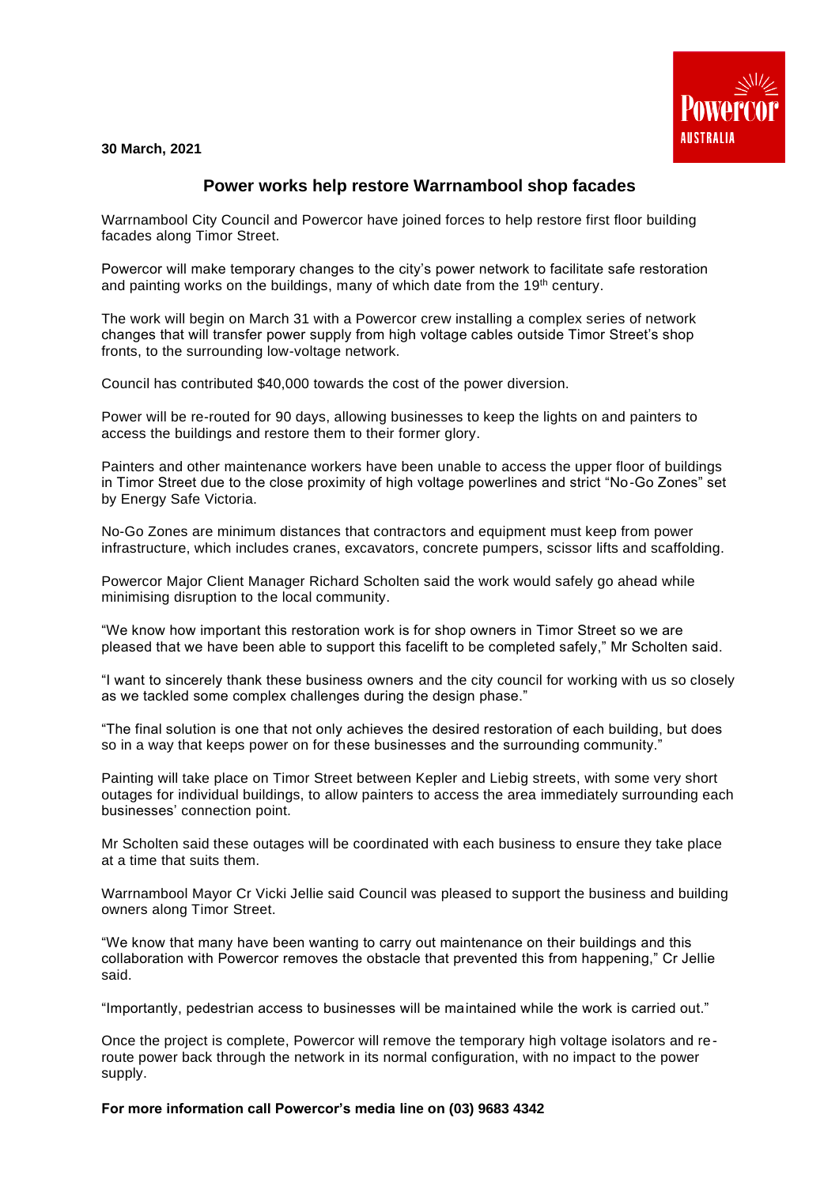**30 March, 2021**

## Power works help restore Warrnambool shop facades

Warrnambool City Council and Powercor have joined forces to help restore first floor building facades along Timor Street.

Powercor will make temporary changes to the city's power network to facilitate safe restoration and painting works on the buildings, many of which date from the 19th century.

The work will begin on March 31 with a Powercor crew installing a complex series of network changes that will transfer power supply from high voltage cables outside Timor Street's shop fronts, to the surrounding low-voltage network.

Council has contributed $40,000 towards the cost of the power diversion.

Power will be re-routed for 90 days, allowing businesses to keep the lights on and painters to access the buildings and restore them to their former glory.

Painters and other maintenance workers have been unable to access the upper floor of buildings in Timor Street due to the close proximity of high voltage powerlines and strict "No-Go Zones" set by Energy Safe Victoria.

No-Go Zones are minimum distances that contractors and equipment must keep from power infrastructure, which includes cranes, excavators, concrete pumpers, scissor lifts and scaffolding.

Powercor Major Client Manager Richard Scholten said the work would safely go ahead while minimising disruption to the local community.

"We know how important this restoration work is for shop owners in Timor Street so we are pleased that we have been able to support this facelift to be completed safely," Mr Scholten said.

"I want to sincerely thank these business owners and the city council for working with us so closely as we tackled some complex challenges during the design phase."

"The final solution is one that not only achieves the desired restoration of each building, but does so in a way that keeps power on for these businesses and the surrounding community."

Painting will take place on Timor Street between Kepler and Liebig streets, with some very short outages for individual buildings, to allow painters to access the area immediately surrounding each businesses' connection point.

Mr Scholten said these outages will be coordinated with each business to ensure they take place at a time that suits them.

Warrnambool Mayor Cr Vicki Jellie said Council was pleased to support the business and building owners along Timor Street.

"We know that many have been wanting to carry out maintenance on their buildings and this collaboration with Powercor removes the obstacle that prevented this from happening," Cr Jellie said.

"Importantly, pedestrian access to businesses will be maintained while the work is carried out."

Once the project is complete, Powercor will remove the temporary high voltage isolators and re-route power back through the network in its normal configuration, with no impact to the power supply.

**For more information call Powercor's media line on (03) 9683 4342**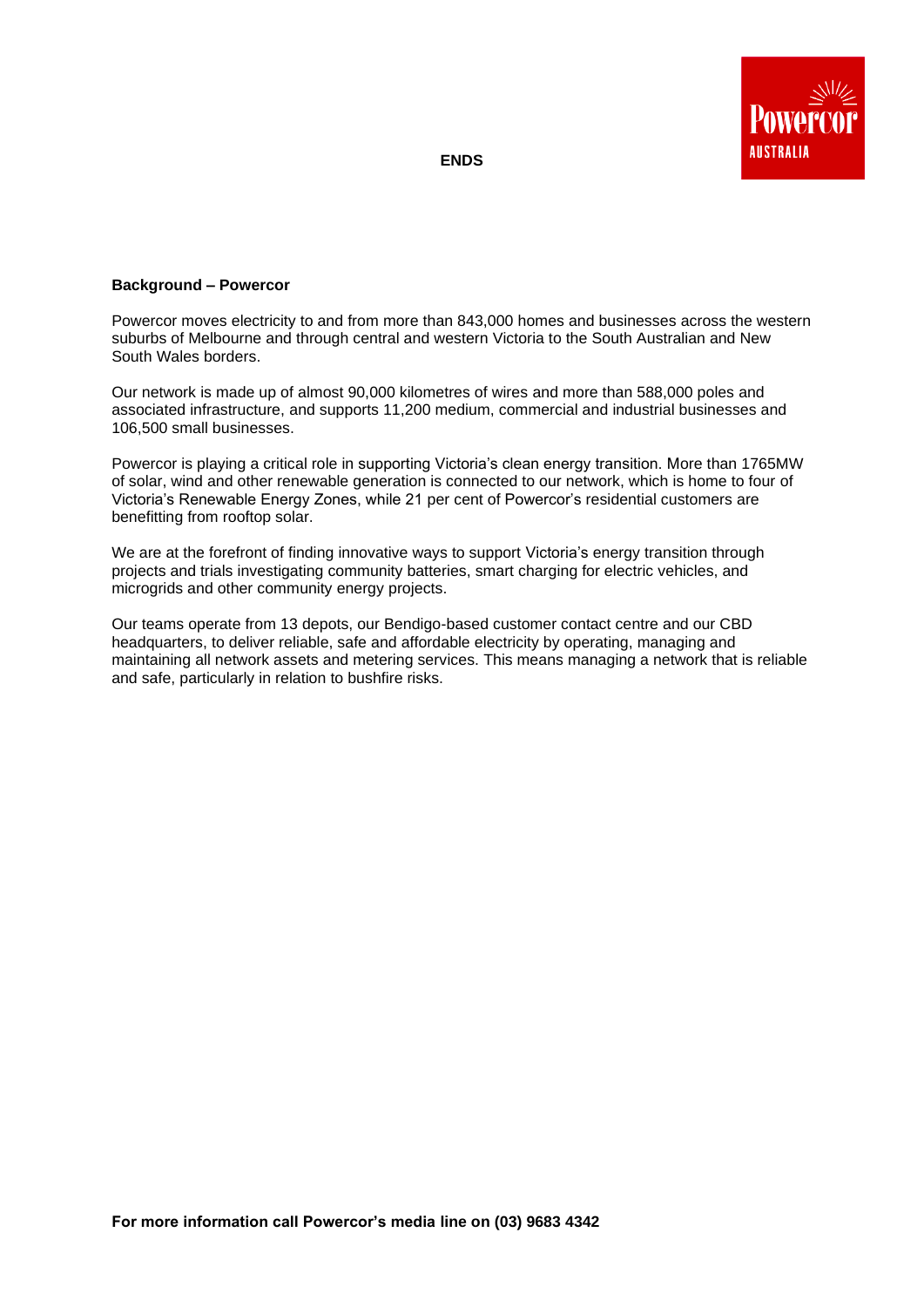**ENDS**

**Background – Powercor**

Powercor moves electricity to and from more than 843,000 homes and businesses across the western suburbs of Melbourne and through central and western Victoria to the South Australian and New South Wales borders.

Our network is made up of almost 90,000 kilometres of wires and more than 588,000 poles and associated infrastructure, and supports 11,200 medium, commercial and industrial businesses and 106,500 small businesses.

Powercor is playing a critical role in supporting Victoria's clean energy transition. More than 1765MW of solar, wind and other renewable generation is connected to our network, which is home to four of Victoria's Renewable Energy Zones, while 21 per cent of Powercor's residential customers are benefitting from rooftop solar.

We are at the forefront of finding innovative ways to support Victoria's energy transition through projects and trials investigating community batteries, smart charging for electric vehicles, and microgrids and other community energy projects.

Our teams operate from 13 depots, our Bendigo-based customer contact centre and our CBD headquarters, to deliver reliable, safe and affordable electricity by operating, managing and maintaining all network assets and metering services. This means managing a network that is reliable and safe, particularly in relation to bushfire risks.

**For more information call Powercor's media line on (03) 9683 4342**